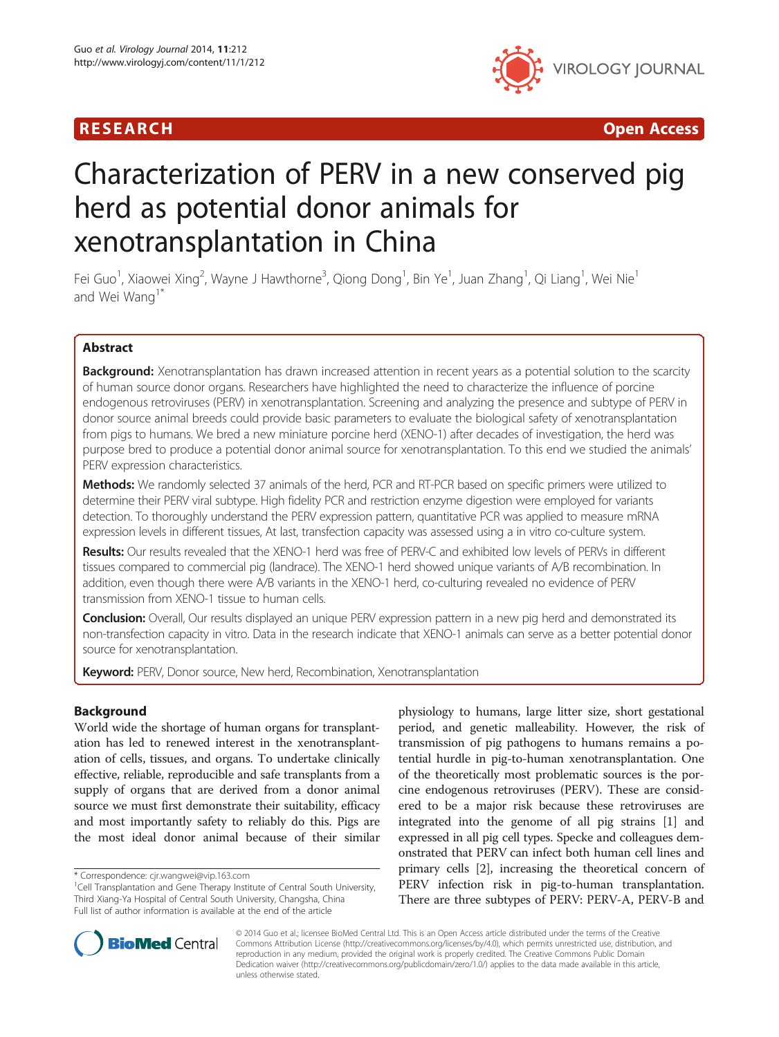RESEARCH Open Access

# Characterization of PERV in a new conserved pig herd as potential donor animals for xenotransplantation in China

Fei Guo[1], Xiaowei Xing[2], Wayne J Hawthorne[3], Qiong Dong[1], Bin Ye[1], Juan Zhang[1], Qi Liang[1], Wei Nie[1] and Wei Wang[1*]

## Abstract

**Background:** Xenotransplantation has drawn increased attention in recent years as a potential solution to the scarcity of human source donor organs. Researchers have highlighted the need to characterize the influence of porcine endogenous retroviruses (PERV) in xenotransplantation. Screening and analyzing the presence and subtype of PERV in donor source animal breeds could provide basic parameters to evaluate the biological safety of xenotransplantation from pigs to humans. We bred a new miniature porcine herd (XENO-1) after decades of investigation, the herd was purpose bred to produce a potential donor animal source for xenotransplantation. To this end we studied the animals' PERV expression characteristics.

**Methods:** We randomly selected 37 animals of the herd, PCR and RT-PCR based on specific primers were utilized to determine their PERV viral subtype. High fidelity PCR and restriction enzyme digestion were employed for variants detection. To thoroughly understand the PERV expression pattern, quantitative PCR was applied to measure mRNA expression levels in different tissues, At last, transfection capacity was assessed using a in vitro co-culture system.

**Results:** Our results revealed that the XENO-1 herd was free of PERV-C and exhibited low levels of PERVs in different tissues compared to commercial pig (landrace). The XENO-1 herd showed unique variants of A/B recombination. In addition, even though there were A/B variants in the XENO-1 herd, co-culturing revealed no evidence of PERV transmission from XENO-1 tissue to human cells.

**Conclusion:** Overall, Our results displayed an unique PERV expression pattern in a new pig herd and demonstrated its non-transfection capacity in vitro. Data in the research indicate that XENO-1 animals can serve as a better potential donor source for xenotransplantation.

**Keyword:** PERV, Donor source, New herd, Recombination, Xenotransplantation

## Background

World wide the shortage of human organs for transplantation has led to renewed interest in the xenotransplantation of cells, tissues, and organs. To undertake clinically effective, reliable, reproducible and safe transplants from a supply of organs that are derived from a donor animal source we must first demonstrate their suitability, efficacy and most importantly safety to reliably do this. Pigs are the most ideal donor animal because of their similar physiology to humans, large litter size, short gestational period, and genetic malleability. However, the risk of transmission of pig pathogens to humans remains a potential hurdle in pig-to-human xenotransplantation. One of the theoretically most problematic sources is the porcine endogenous retroviruses (PERV). These are considered to be a major risk because these retroviruses are integrated into the genome of all pig strains [1] and expressed in all pig cell types. Specke and colleagues demonstrated that PERV can infect both human cell lines and primary cells [2], increasing the theoretical concern of PERV infection risk in pig-to-human transplantation. There are three subtypes of PERV: PERV-A, PERV-B and

\* Correspondence: cjr.wangwei@vip.163.com
[1]Cell Transplantation and Gene Therapy Institute of Central South University, Third Xiang-Ya Hospital of Central South University, Changsha, China
Full list of author information is available at the end of the article

© 2014 Guo et al.; licensee BioMed Central Ltd. This is an Open Access article distributed under the terms of the Creative Commons Attribution License (http://creativecommons.org/licenses/by/4.0), which permits unrestricted use, distribution, and reproduction in any medium, provided the original work is properly credited. The Creative Commons Public Domain Dedication waiver (http://creativecommons.org/publicdomain/zero/1.0/) applies to the data made available in this article, unless otherwise stated.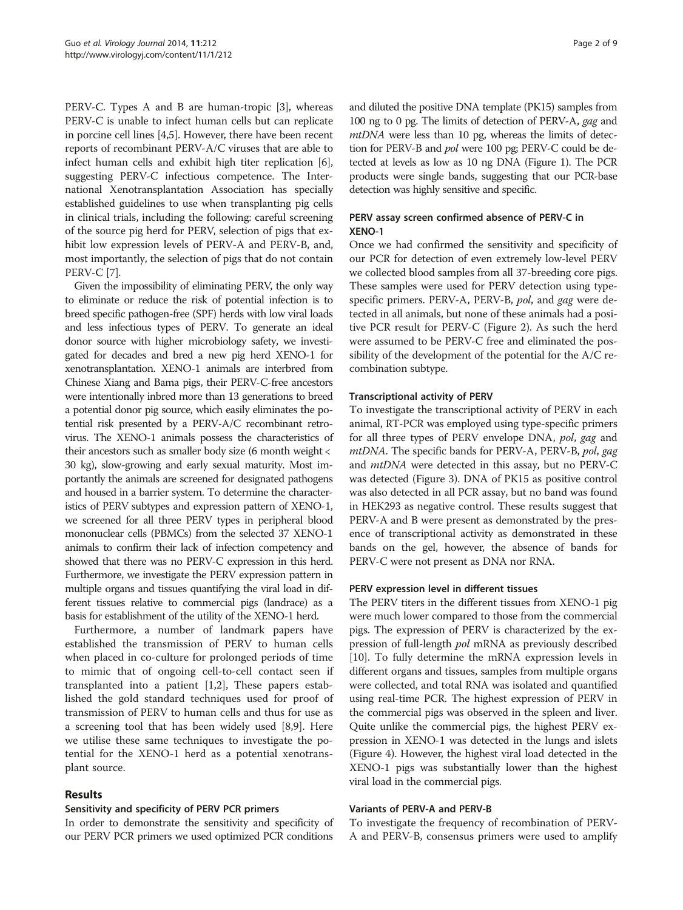PERV-C. Types A and B are human-tropic [3], whereas PERV-C is unable to infect human cells but can replicate in porcine cell lines [4,5]. However, there have been recent reports of recombinant PERV-A/C viruses that are able to infect human cells and exhibit high titer replication [6], suggesting PERV-C infectious competence. The International Xenotransplantation Association has specially established guidelines to use when transplanting pig cells in clinical trials, including the following: careful screening of the source pig herd for PERV, selection of pigs that exhibit low expression levels of PERV-A and PERV-B, and, most importantly, the selection of pigs that do not contain PERV-C [7].

Given the impossibility of eliminating PERV, the only way to eliminate or reduce the risk of potential infection is to breed specific pathogen-free (SPF) herds with low viral loads and less infectious types of PERV. To generate an ideal donor source with higher microbiology safety, we investigated for decades and bred a new pig herd XENO-1 for xenotransplantation. XENO-1 animals are interbred from Chinese Xiang and Bama pigs, their PERV-C-free ancestors were intentionally inbred more than 13 generations to breed a potential donor pig source, which easily eliminates the potential risk presented by a PERV-A/C recombinant retrovirus. The XENO-1 animals possess the characteristics of their ancestors such as smaller body size (6 month weight < 30 kg), slow-growing and early sexual maturity. Most importantly the animals are screened for designated pathogens and housed in a barrier system. To determine the characteristics of PERV subtypes and expression pattern of XENO-1, we screened for all three PERV types in peripheral blood mononuclear cells (PBMCs) from the selected 37 XENO-1 animals to confirm their lack of infection competency and showed that there was no PERV-C expression in this herd. Furthermore, we investigate the PERV expression pattern in multiple organs and tissues quantifying the viral load in different tissues relative to commercial pigs (landrace) as a basis for establishment of the utility of the XENO-1 herd.

Furthermore, a number of landmark papers have established the transmission of PERV to human cells when placed in co-culture for prolonged periods of time to mimic that of ongoing cell-to-cell contact seen if transplanted into a patient [1,2], These papers established the gold standard techniques used for proof of transmission of PERV to human cells and thus for use as a screening tool that has been widely used [8,9]. Here we utilise these same techniques to investigate the potential for the XENO-1 herd as a potential xenotransplant source.

## Results

### Sensitivity and specificity of PERV PCR primers

In order to demonstrate the sensitivity and specificity of our PERV PCR primers we used optimized PCR conditions and diluted the positive DNA template (PK15) samples from 100 ng to 0 pg. The limits of detection of PERV-A, *gag* and *mtDNA* were less than 10 pg, whereas the limits of detection for PERV-B and *pol* were 100 pg; PERV-C could be detected at levels as low as 10 ng DNA (Figure 1). The PCR products were single bands, suggesting that our PCR-base detection was highly sensitive and specific.

### PERV assay screen confirmed absence of PERV-C in XENO-1

Once we had confirmed the sensitivity and specificity of our PCR for detection of even extremely low-level PERV we collected blood samples from all 37-breeding core pigs. These samples were used for PERV detection using type-specific primers. PERV-A, PERV-B, *pol*, and *gag* were detected in all animals, but none of these animals had a positive PCR result for PERV-C (Figure 2). As such the herd were assumed to be PERV-C free and eliminated the possibility of the development of the potential for the A/C recombination subtype.

### Transcriptional activity of PERV

To investigate the transcriptional activity of PERV in each animal, RT-PCR was employed using type-specific primers for all three types of PERV envelope DNA, *pol*, *gag* and *mtDNA*. The specific bands for PERV-A, PERV-B, *pol*, *gag* and *mtDNA* were detected in this assay, but no PERV-C was detected (Figure 3). DNA of PK15 as positive control was also detected in all PCR assay, but no band was found in HEK293 as negative control. These results suggest that PERV-A and B were present as demonstrated by the presence of transcriptional activity as demonstrated in these bands on the gel, however, the absence of bands for PERV-C were not present as DNA nor RNA.

### PERV expression level in different tissues

The PERV titers in the different tissues from XENO-1 pig were much lower compared to those from the commercial pigs. The expression of PERV is characterized by the expression of full-length *pol* mRNA as previously described [10]. To fully determine the mRNA expression levels in different organs and tissues, samples from multiple organs were collected, and total RNA was isolated and quantified using real-time PCR. The highest expression of PERV in the commercial pigs was observed in the spleen and liver. Quite unlike the commercial pigs, the highest PERV expression in XENO-1 was detected in the lungs and islets (Figure 4). However, the highest viral load detected in the XENO-1 pigs was substantially lower than the highest viral load in the commercial pigs.

### Variants of PERV-A and PERV-B

To investigate the frequency of recombination of PERV-A and PERV-B, consensus primers were used to amplify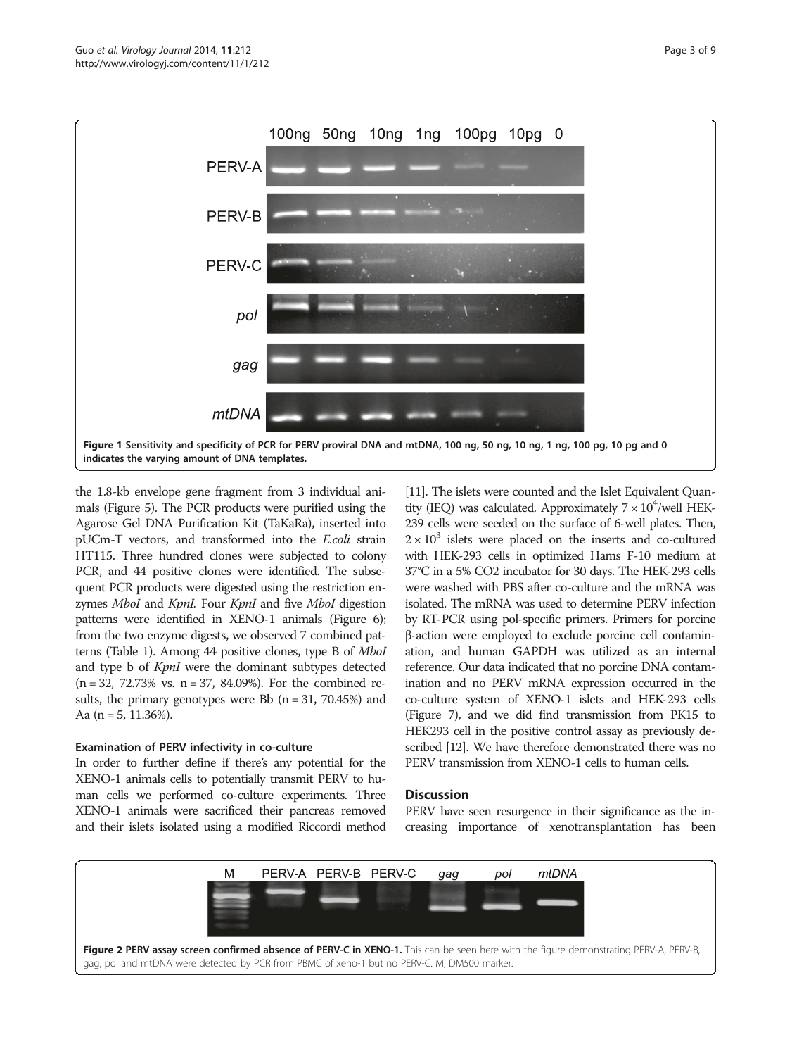Figure 1 **Sensitivity and specificity of PCR for PERV proviral DNA and mtDNA, 100 ng, 50 ng, 10 ng, 1 ng, 100 pg, 10 pg and 0 indicates the varying amount of DNA templates.**

the 1.8-kb envelope gene fragment from 3 individual animals (Figure 5). The PCR products were purified using the Agarose Gel DNA Purification Kit (TaKaRa), inserted into pUCm-T vectors, and transformed into the *E.coli* strain HT115. Three hundred clones were subjected to colony PCR, and 44 positive clones were identified. The subsequent PCR products were digested using the restriction enzymes *MboI* and *KpnI*. Four *KpnI* and five *MboI* digestion patterns were identified in XENO-1 animals (Figure 6); from the two enzyme digests, we observed 7 combined patterns (Table 1). Among 44 positive clones, type B of *MboI* and type b of *KpnI* were the dominant subtypes detected (n = 32, 72.73% vs. n = 37, 84.09%). For the combined results, the primary genotypes were Bb (n = 31, 70.45%) and Aa (n = 5, 11.36%).

### Examination of PERV infectivity in co-culture

In order to further define if there's any potential for the XENO-1 animals cells to potentially transmit PERV to human cells we performed co-culture experiments. Three XENO-1 animals were sacrificed their pancreas removed and their islets isolated using a modified Riccordi method [11]. The islets were counted and the Islet Equivalent Quantity (IEQ) was calculated. Approximately $7 \times 10^4$/well HEK-239 cells were seeded on the surface of 6-well plates. Then, $2 \times 10^3$ islets were placed on the inserts and co-cultured with HEK-293 cells in optimized Hams F-10 medium at 37°C in a 5% CO2 incubator for 30 days. The HEK-293 cells were washed with PBS after co-culture and the mRNA was isolated. The mRNA was used to determine PERV infection by RT-PCR using pol-specific primers. Primers for porcine β-action were employed to exclude porcine cell contamination, and human GAPDH was utilized as an internal reference. Our data indicated that no porcine DNA contamination and no PERV mRNA expression occurred in the co-culture system of XENO-1 islets and HEK-293 cells (Figure 7), and we did find transmission from PK15 to HEK293 cell in the positive control assay as previously described [12]. We have therefore demonstrated there was no PERV transmission from XENO-1 cells to human cells.

## Discussion

PERV have seen resurgence in their significance as the increasing importance of xenotransplantation has been

Figure 2 **PERV assay screen confirmed absence of PERV-C in XENO-1.** This can be seen here with the figure demonstrating PERV-A, PERV-B, gag, pol and mtDNA were detected by PCR from PBMC of xeno-1 but no PERV-C. M, DM500 marker.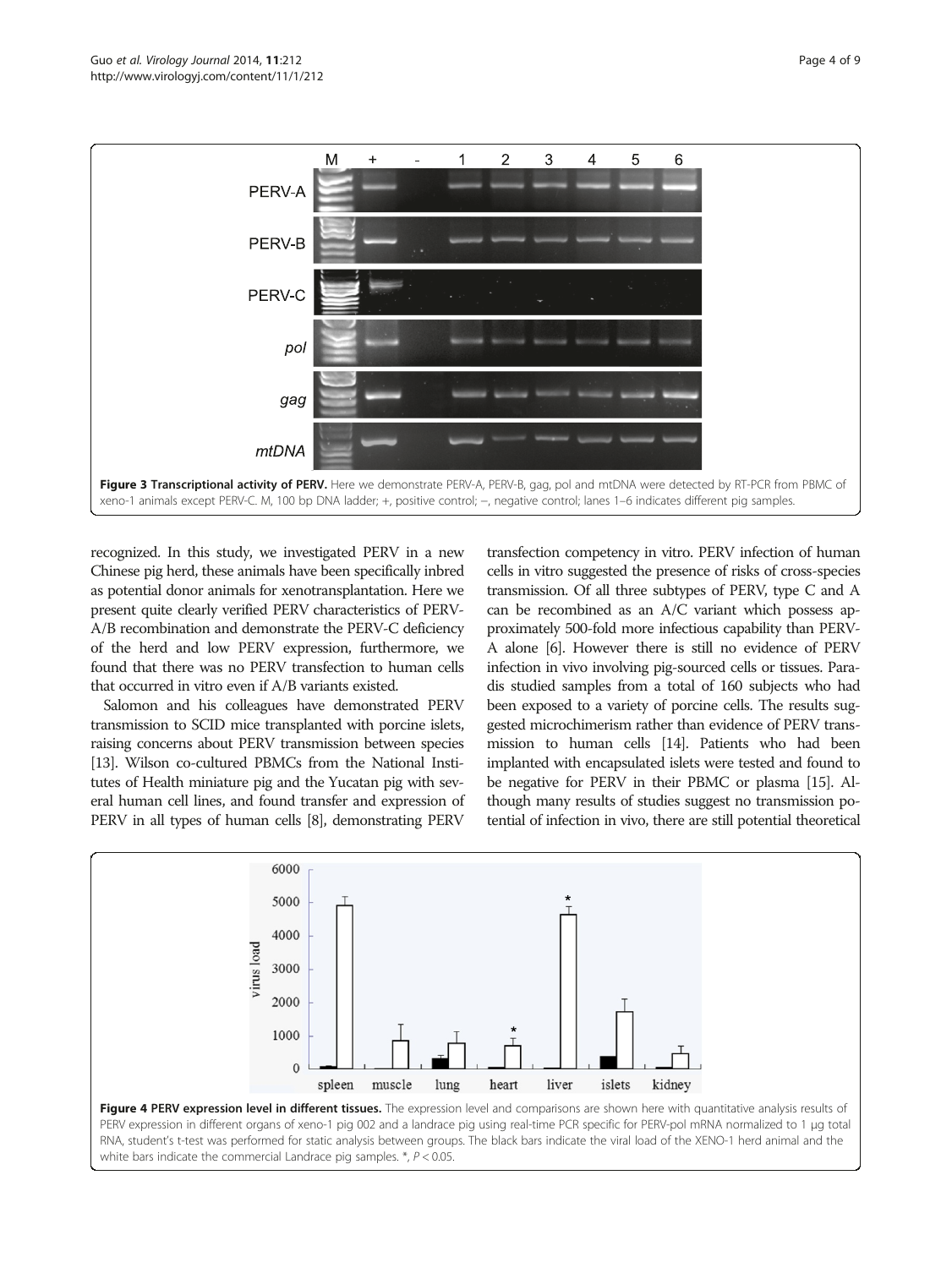**Figure 3 Transcriptional activity of PERV.** Here we demonstrate PERV-A, PERV-B, gag, pol and mtDNA were detected by RT-PCR from PBMC of xeno-1 animals except PERV-C. M, 100 bp DNA ladder; +, positive control; −, negative control; lanes 1–6 indicates different pig samples.

recognized. In this study, we investigated PERV in a new Chinese pig herd, these animals have been specifically inbred as potential donor animals for xenotransplantation. Here we present quite clearly verified PERV characteristics of PERV-A/B recombination and demonstrate the PERV-C deficiency of the herd and low PERV expression, furthermore, we found that there was no PERV transfection to human cells that occurred in vitro even if A/B variants existed.

Salomon and his colleagues have demonstrated PERV transmission to SCID mice transplanted with porcine islets, raising concerns about PERV transmission between species [13]. Wilson co-cultured PBMCs from the National Institutes of Health miniature pig and the Yucatan pig with several human cell lines, and found transfer and expression of PERV in all types of human cells [8], demonstrating PERV transfection competency in vitro. PERV infection of human cells in vitro suggested the presence of risks of cross-species transmission. Of all three subtypes of PERV, type C and A can be recombined as an A/C variant which possess approximately 500-fold more infectious capability than PERV-A alone [6]. However there is still no evidence of PERV infection in vivo involving pig-sourced cells or tissues. Paradis studied samples from a total of 160 subjects who had been exposed to a variety of porcine cells. The results suggested microchimerism rather than evidence of PERV transmission to human cells [14]. Patients who had been implanted with encapsulated islets were tested and found to be negative for PERV in their PBMC or plasma [15]. Although many results of studies suggest no transmission potential of infection in vivo, there are still potential theoretical

**Figure 4 PERV expression level in different tissues.** The expression level and comparisons are shown here with quantitative analysis results of PERV expression in different organs of xeno-1 pig 002 and a landrace pig using real-time PCR specific for PERV-pol mRNA normalized to 1 μg total RNA, student's t-test was performed for static analysis between groups. The black bars indicate the viral load of the XENO-1 herd animal and the white bars indicate the commercial Landrace pig samples. *, $P < 0.05$.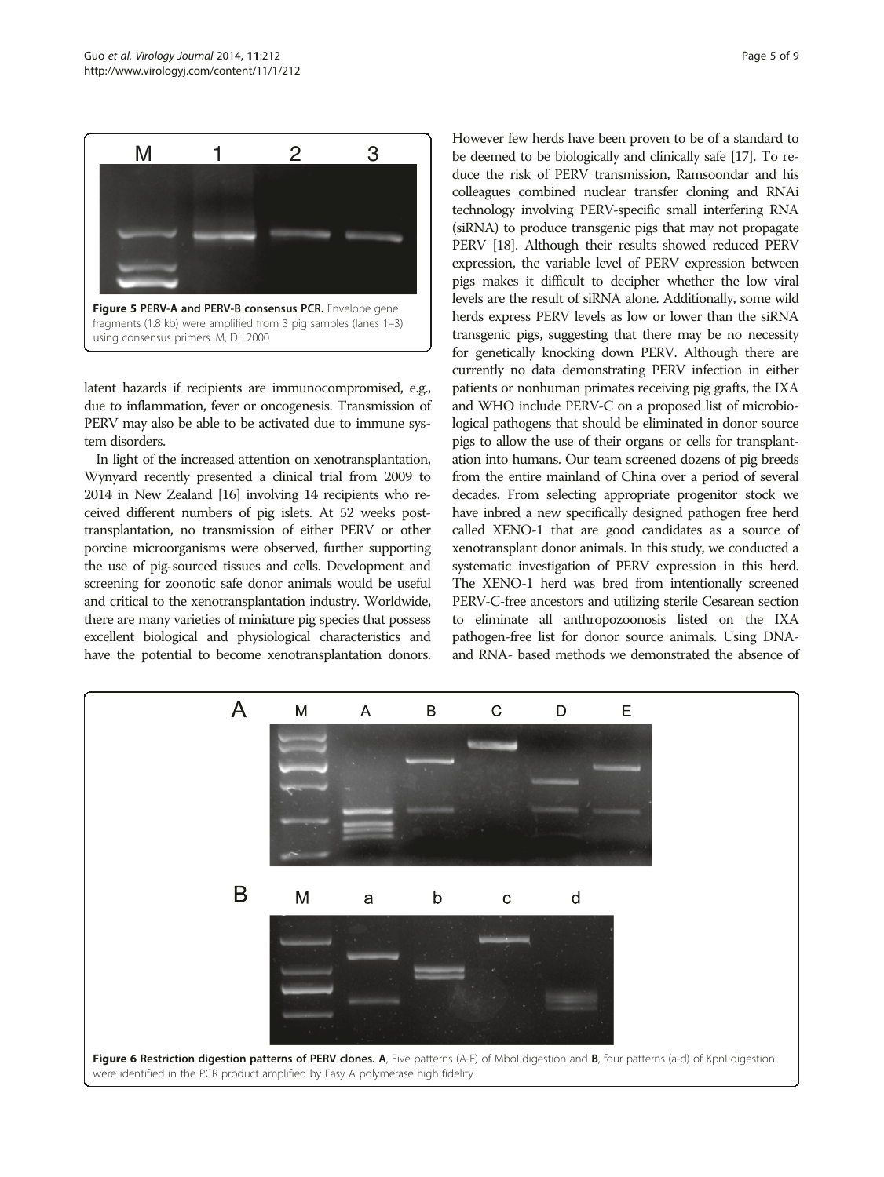Figure 5 PERV-A and PERV-B consensus PCR. Envelope gene fragments (1.8 kb) were amplified from 3 pig samples (lanes 1–3) using consensus primers. M, DL 2000

latent hazards if recipients are immunocompromised, e.g., due to inflammation, fever or oncogenesis. Transmission of PERV may also be able to be activated due to immune system disorders.

In light of the increased attention on xenotransplantation, Wynyard recently presented a clinical trial from 2009 to 2014 in New Zealand [16] involving 14 recipients who received different numbers of pig islets. At 52 weeks post-transplantation, no transmission of either PERV or other porcine microorganisms were observed, further supporting the use of pig-sourced tissues and cells. Development and screening for zoonotic safe donor animals would be useful and critical to the xenotransplantation industry. Worldwide, there are many varieties of miniature pig species that possess excellent biological and physiological characteristics and have the potential to become xenotransplantation donors. However few herds have been proven to be of a standard to be deemed to be biologically and clinically safe [17]. To reduce the risk of PERV transmission, Ramsoondar and his colleagues combined nuclear transfer cloning and RNAi technology involving PERV-specific small interfering RNA (siRNA) to produce transgenic pigs that may not propagate PERV [18]. Although their results showed reduced PERV expression, the variable level of PERV expression between pigs makes it difficult to decipher whether the low viral levels are the result of siRNA alone. Additionally, some wild herds express PERV levels as low or lower than the siRNA transgenic pigs, suggesting that there may be no necessity for genetically knocking down PERV. Although there are currently no data demonstrating PERV infection in either patients or nonhuman primates receiving pig grafts, the IXA and WHO include PERV-C on a proposed list of microbiological pathogens that should be eliminated in donor source pigs to allow the use of their organs or cells for transplantation into humans. Our team screened dozens of pig breeds from the entire mainland of China over a period of several decades. From selecting appropriate progenitor stock we have inbred a new specifically designed pathogen free herd called XENO-1 that are good candidates as a source of xenotransplant donor animals. In this study, we conducted a systematic investigation of PERV expression in this herd. The XENO-1 herd was bred from intentionally screened PERV-C-free ancestors and utilizing sterile Cesarean section to eliminate all anthropozoonosis listed on the IXA pathogen-free list for donor source animals. Using DNA- and RNA- based methods we demonstrated the absence of

Figure 6 Restriction digestion patterns of PERV clones. A, Five patterns (A-E) of MboI digestion and B, four patterns (a-d) of KpnI digestion were identified in the PCR product amplified by Easy A polymerase high fidelity.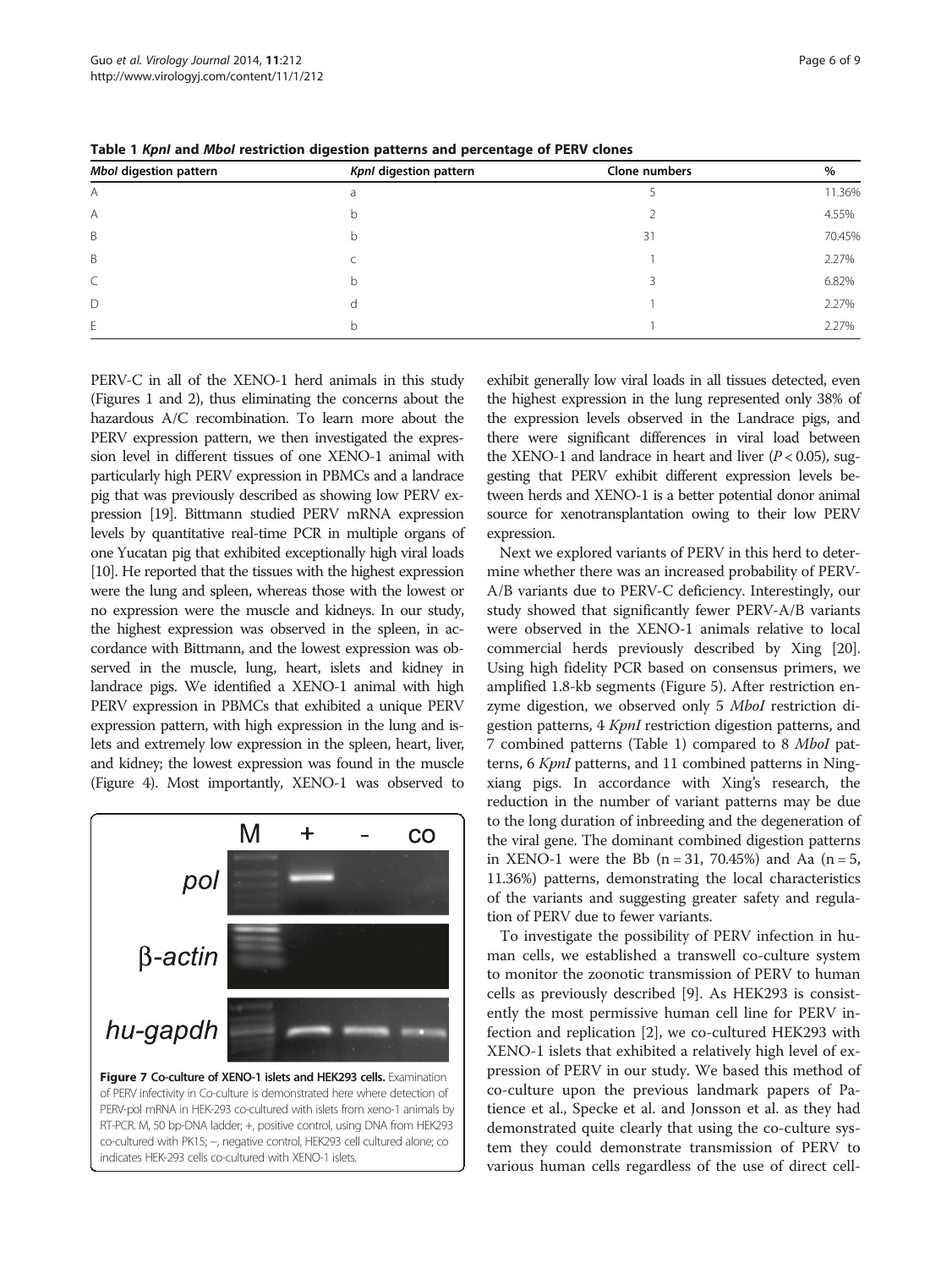**Table 1 *KpnI* and *MboI* restriction digestion patterns and percentage of PERV clones**

| *MboI* digestion pattern | *KpnI* digestion pattern | Clone numbers | % |
|---|---|---|---|
| A | a | 5 | 11.36% |
| A | b | 2 | 4.55% |
| B | b | 31 | 70.45% |
| B | c | 1 | 2.27% |
| C | b | 3 | 6.82% |
| D | d | 1 | 2.27% |
| E | b | 1 | 2.27% |

PERV-C in all of the XENO-1 herd animals in this study (Figures 1 and 2), thus eliminating the concerns about the hazardous A/C recombination. To learn more about the PERV expression pattern, we then investigated the expression level in different tissues of one XENO-1 animal with particularly high PERV expression in PBMCs and a landrace pig that was previously described as showing low PERV expression [19]. Bittmann studied PERV mRNA expression levels by quantitative real-time PCR in multiple organs of one Yucatan pig that exhibited exceptionally high viral loads [10]. He reported that the tissues with the highest expression were the lung and spleen, whereas those with the lowest or no expression were the muscle and kidneys. In our study, the highest expression was observed in the spleen, in accordance with Bittmann, and the lowest expression was observed in the muscle, lung, heart, islets and kidney in landrace pigs. We identified a XENO-1 animal with high PERV expression in PBMCs that exhibited a unique PERV expression pattern, with high expression in the lung and islets and extremely low expression in the spleen, heart, liver, and kidney; the lowest expression was found in the muscle (Figure 4). Most importantly, XENO-1 was observed to exhibit generally low viral loads in all tissues detected, even the highest expression in the lung represented only 38% of the expression levels observed in the Landrace pigs, and there were significant differences in viral load between the XENO-1 and landrace in heart and liver ($P < 0.05$), suggesting that PERV exhibit different expression levels between herds and XENO-1 is a better potential donor animal source for xenotransplantation owing to their low PERV expression.

Next we explored variants of PERV in this herd to determine whether there was an increased probability of PERV-A/B variants due to PERV-C deficiency. Interestingly, our study showed that significantly fewer PERV-A/B variants were observed in the XENO-1 animals relative to local commercial herds previously described by Xing [20]. Using high fidelity PCR based on consensus primers, we amplified 1.8-kb segments (Figure 5). After restriction enzyme digestion, we observed only 5 *MboI* restriction digestion patterns, 4 *KpnI* restriction digestion patterns, and 7 combined patterns (Table 1) compared to 8 *MboI* patterns, 6 *KpnI* patterns, and 11 combined patterns in Ningxiang pigs. In accordance with Xing's research, the reduction in the number of variant patterns may be due to the long duration of inbreeding and the degeneration of the viral gene. The dominant combined digestion patterns in XENO-1 were the Bb ($n = 31$, 70.45%) and Aa ($n = 5$, 11.36%) patterns, demonstrating the local characteristics of the variants and suggesting greater safety and regulation of PERV due to fewer variants.

To investigate the possibility of PERV infection in human cells, we established a transwell co-culture system to monitor the zoonotic transmission of PERV to human cells as previously described [9]. As HEK293 is consistently the most permissive human cell line for PERV infection and replication [2], we co-cultured HEK293 with XENO-1 islets that exhibited a relatively high level of expression of PERV in our study. We based this method of co-culture upon the previous landmark papers of Patience et al., Specke et al. and Jonsson et al. as they had demonstrated quite clearly that using the co-culture system they could demonstrate transmission of PERV to various human cells regardless of the use of direct cell-

**Figure 7 Co-culture of XENO-1 islets and HEK293 cells.** Examination of PERV infectivity in Co-culture is demonstrated here where detection of PERV-pol mRNA in HEK-293 co-cultured with islets from xeno-1 animals by RT-PCR. M, 50 bp-DNA ladder; +, positive control, using DNA from HEK293 co-cultured with PK15; –, negative control, HEK293 cell cultured alone; co indicates HEK-293 cells co-cultured with XENO-1 islets.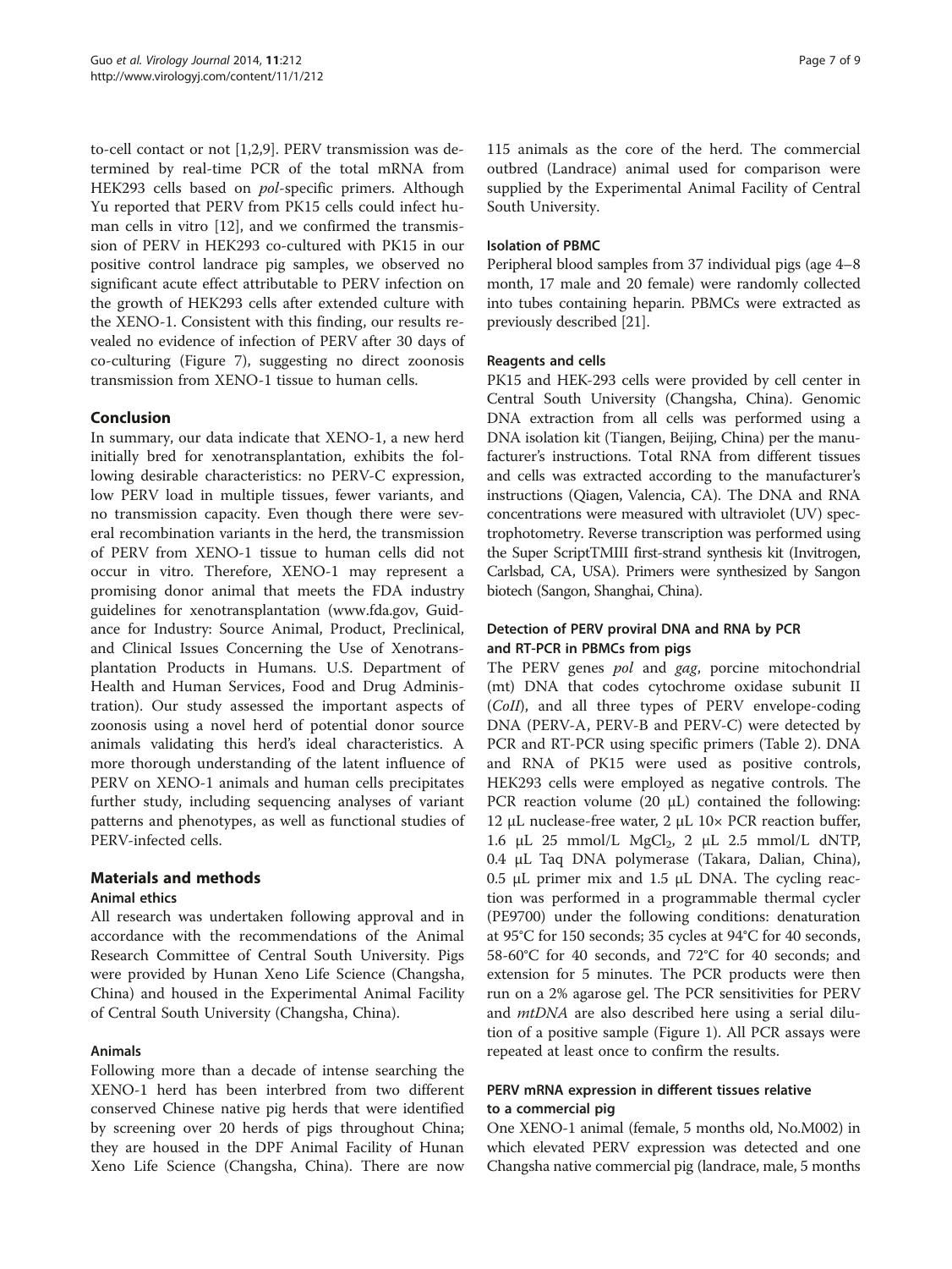to-cell contact or not [1,2,9]. PERV transmission was determined by real-time PCR of the total mRNA from HEK293 cells based on *pol*-specific primers. Although Yu reported that PERV from PK15 cells could infect human cells in vitro [12], and we confirmed the transmission of PERV in HEK293 co-cultured with PK15 in our positive control landrace pig samples, we observed no significant acute effect attributable to PERV infection on the growth of HEK293 cells after extended culture with the XENO-1. Consistent with this finding, our results revealed no evidence of infection of PERV after 30 days of co-culturing (Figure 7), suggesting no direct zoonosis transmission from XENO-1 tissue to human cells.

## Conclusion

In summary, our data indicate that XENO-1, a new herd initially bred for xenotransplantation, exhibits the following desirable characteristics: no PERV-C expression, low PERV load in multiple tissues, fewer variants, and no transmission capacity. Even though there were several recombination variants in the herd, the transmission of PERV from XENO-1 tissue to human cells did not occur in vitro. Therefore, XENO-1 may represent a promising donor animal that meets the FDA industry guidelines for xenotransplantation (www.fda.gov, Guidance for Industry: Source Animal, Product, Preclinical, and Clinical Issues Concerning the Use of Xenotransplantation Products in Humans. U.S. Department of Health and Human Services, Food and Drug Administration). Our study assessed the important aspects of zoonosis using a novel herd of potential donor source animals validating this herd's ideal characteristics. A more thorough understanding of the latent influence of PERV on XENO-1 animals and human cells precipitates further study, including sequencing analyses of variant patterns and phenotypes, as well as functional studies of PERV-infected cells.

## Materials and methods

### Animal ethics

All research was undertaken following approval and in accordance with the recommendations of the Animal Research Committee of Central South University. Pigs were provided by Hunan Xeno Life Science (Changsha, China) and housed in the Experimental Animal Facility of Central South University (Changsha, China).

### Animals

Following more than a decade of intense searching the XENO-1 herd has been interbred from two different conserved Chinese native pig herds that were identified by screening over 20 herds of pigs throughout China; they are housed in the DPF Animal Facility of Hunan Xeno Life Science (Changsha, China). There are now 115 animals as the core of the herd. The commercial outbred (Landrace) animal used for comparison were supplied by the Experimental Animal Facility of Central South University.

### Isolation of PBMC

Peripheral blood samples from 37 individual pigs (age 4–8 month, 17 male and 20 female) were randomly collected into tubes containing heparin. PBMCs were extracted as previously described [21].

### Reagents and cells

PK15 and HEK-293 cells were provided by cell center in Central South University (Changsha, China). Genomic DNA extraction from all cells was performed using a DNA isolation kit (Tiangen, Beijing, China) per the manufacturer's instructions. Total RNA from different tissues and cells was extracted according to the manufacturer's instructions (Qiagen, Valencia, CA). The DNA and RNA concentrations were measured with ultraviolet (UV) spectrophotometry. Reverse transcription was performed using the Super ScriptTMIII first-strand synthesis kit (Invitrogen, Carlsbad, CA, USA). Primers were synthesized by Sangon biotech (Sangon, Shanghai, China).

### Detection of PERV proviral DNA and RNA by PCR and RT-PCR in PBMCs from pigs

The PERV genes *pol* and *gag*, porcine mitochondrial (mt) DNA that codes cytochrome oxidase subunit II (*CoII*), and all three types of PERV envelope-coding DNA (PERV-A, PERV-B and PERV-C) were detected by PCR and RT-PCR using specific primers (Table 2). DNA and RNA of PK15 were used as positive controls, HEK293 cells were employed as negative controls. The PCR reaction volume (20 μL) contained the following: 12 μL nuclease-free water, 2 μL 10× PCR reaction buffer, 1.6 μL 25 mmol/L $MgCl_2$, 2 μL 2.5 mmol/L dNTP, 0.4 μL Taq DNA polymerase (Takara, Dalian, China), 0.5 μL primer mix and 1.5 μL DNA. The cycling reaction was performed in a programmable thermal cycler (PE9700) under the following conditions: denaturation at 95°C for 150 seconds; 35 cycles at 94°C for 40 seconds, 58-60°C for 40 seconds, and 72°C for 40 seconds; and extension for 5 minutes. The PCR products were then run on a 2% agarose gel. The PCR sensitivities for PERV and *mtDNA* are also described here using a serial dilution of a positive sample (Figure 1). All PCR assays were repeated at least once to confirm the results.

### PERV mRNA expression in different tissues relative to a commercial pig

One XENO-1 animal (female, 5 months old, No.M002) in which elevated PERV expression was detected and one Changsha native commercial pig (landrace, male, 5 months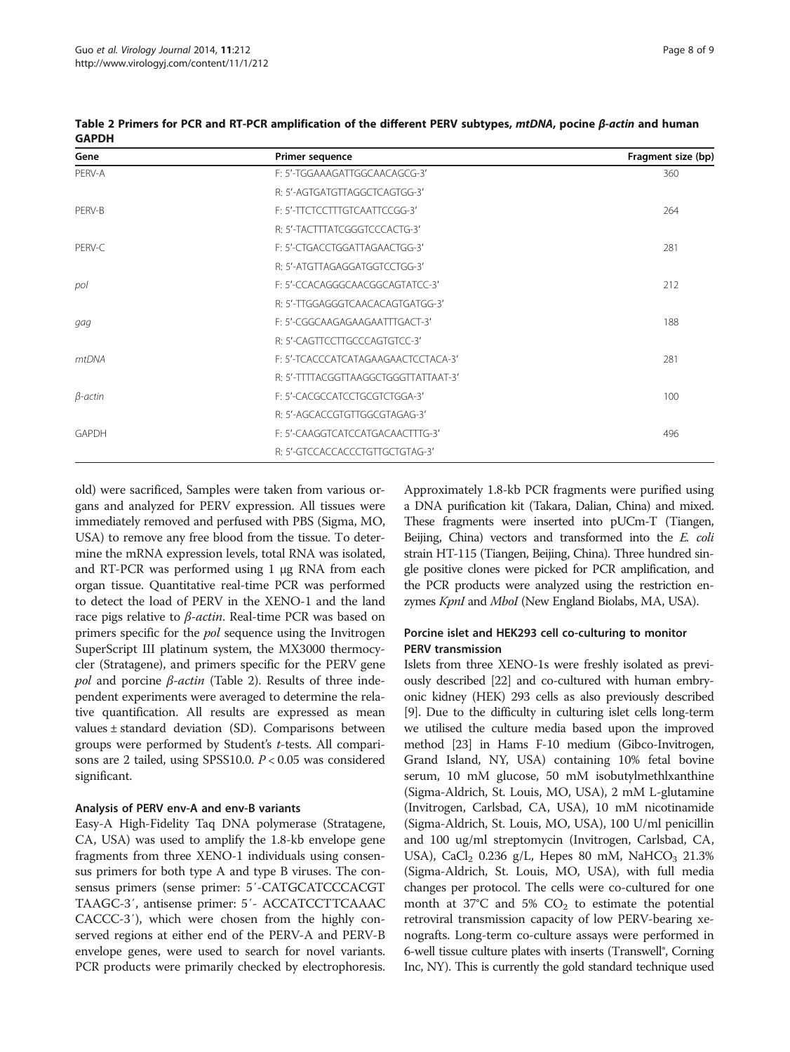**Table 2 Primers for PCR and RT-PCR amplification of the different PERV subtypes, *mtDNA*, pocine *β-actin* and human GAPDH**

| Gene | Primer sequence | Fragment size (bp) |
|---|---|---|
| PERV-A | F: 5'-TGGAAAGATTGGCAACAGCG-3' | 360 |
| | R: 5'-AGTGATGTTAGGCTCAGTGG-3' | |
| PERV-B | F: 5'-TTCTCCTTTGTCAATTCCGG-3' | 264 |
| | R: 5'-TACTTTATCGGGTCCCACTG-3' | |
| PERV-C | F: 5'-CTGACCTGGATTAGAACTGG-3' | 281 |
| | R: 5'-ATGTTAGAGGATGGTCCTGG-3' | |
| *pol* | F: 5'-CCACAGGGCAACGGCAGTATCC-3' | 212 |
| | R: 5'-TTGGAGGGTCAACACAGTGATGG-3' | |
| *gag* | F: 5'-CGGCAAGAGAAGAATTTGACT-3' | 188 |
| | R: 5'-CAGTTCCTTGCCCAGTGTCC-3' | |
| *mtDNA* | F: 5'-TCACCCATCATAGAAGAACTCCTACA-3' | 281 |
| | R: 5'-TTTTACGGTTAAGGCTGGGTTATTAAT-3' | |
| *β-actin* | F: 5'-CACGCCATCCTGCGTCTGGA-3' | 100 |
| | R: 5'-AGCACCGTGTTGGCGTAGAG-3' | |
| GAPDH | F: 5'-CAAGGTCATCCATGACAACTTTG-3' | 496 |
| | R: 5'-GTCCACCACCCTGTTGCTGTAG-3' | |

old) were sacrificed, Samples were taken from various organs and analyzed for PERV expression. All tissues were immediately removed and perfused with PBS (Sigma, MO, USA) to remove any free blood from the tissue. To determine the mRNA expression levels, total RNA was isolated, and RT-PCR was performed using 1 μg RNA from each organ tissue. Quantitative real-time PCR was performed to detect the load of PERV in the XENO-1 and the land race pigs relative to *β-actin*. Real-time PCR was based on primers specific for the *pol* sequence using the Invitrogen SuperScript III platinum system, the MX3000 thermocycler (Stratagene), and primers specific for the PERV gene *pol* and porcine *β-actin* (Table 2). Results of three independent experiments were averaged to determine the relative quantification. All results are expressed as mean values ± standard deviation (SD). Comparisons between groups were performed by Student's *t*-tests. All comparisons are 2 tailed, using SPSS10.0. $P < 0.05$ was considered significant.

### Analysis of PERV env-A and env-B variants

Easy-A High-Fidelity Taq DNA polymerase (Stratagene, CA, USA) was used to amplify the 1.8-kb envelope gene fragments from three XENO-1 individuals using consensus primers for both type A and type B viruses. The consensus primers (sense primer: 5′-CATGCATCCCACGT TAAGC-3′, antisense primer: 5′- ACCATCCTTCAAAC CACCC-3′), which were chosen from the highly conserved regions at either end of the PERV-A and PERV-B envelope genes, were used to search for novel variants. PCR products were primarily checked by electrophoresis. Approximately 1.8-kb PCR fragments were purified using a DNA purification kit (Takara, Dalian, China) and mixed. These fragments were inserted into pUCm-T (Tiangen, Beijing, China) vectors and transformed into the *E. coli* strain HT-115 (Tiangen, Beijing, China). Three hundred single positive clones were picked for PCR amplification, and the PCR products were analyzed using the restriction enzymes *KpnI* and *MboI* (New England Biolabs, MA, USA).

### Porcine islet and HEK293 cell co-culturing to monitor PERV transmission

Islets from three XENO-1s were freshly isolated as previously described [22] and co-cultured with human embryonic kidney (HEK) 293 cells as also previously described [9]. Due to the difficulty in culturing islet cells long-term we utilised the culture media based upon the improved method [23] in Hams F-10 medium (Gibco-Invitrogen, Grand Island, NY, USA) containing 10% fetal bovine serum, 10 mM glucose, 50 mM isobutylmethlxanthine (Sigma-Aldrich, St. Louis, MO, USA), 2 mM L-glutamine (Invitrogen, Carlsbad, CA, USA), 10 mM nicotinamide (Sigma-Aldrich, St. Louis, MO, USA), 100 U/ml penicillin and 100 ug/ml streptomycin (Invitrogen, Carlsbad, CA, USA), $CaCl_2$ 0.236 g/L, Hepes 80 mM, $NaHCO_3$ 21.3% (Sigma-Aldrich, St. Louis, MO, USA), with full media changes per protocol. The cells were co-cultured for one month at 37°C and 5% $CO_2$ to estimate the potential retroviral transmission capacity of low PERV-bearing xenografts. Long-term co-culture assays were performed in 6-well tissue culture plates with inserts (Transwell®, Corning Inc, NY). This is currently the gold standard technique used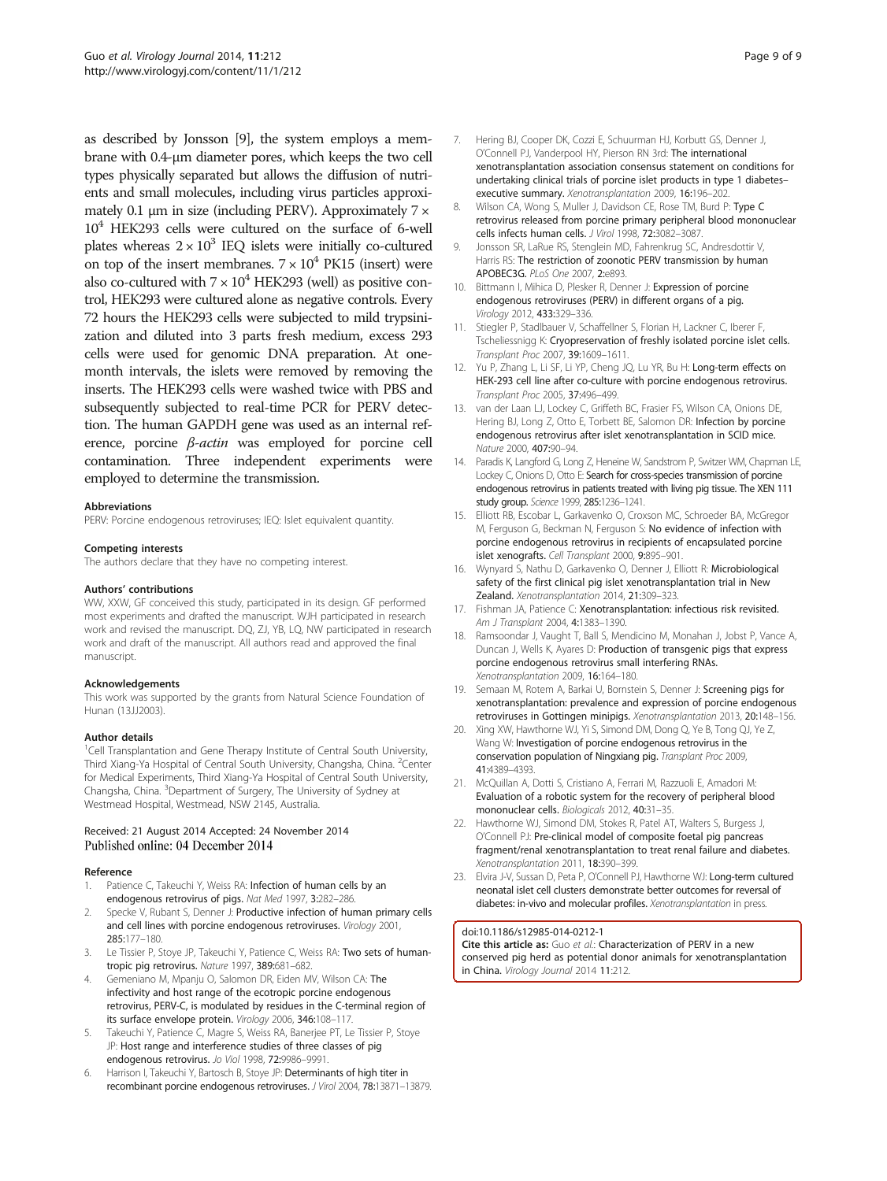as described by Jonsson [9], the system employs a membrane with 0.4-μm diameter pores, which keeps the two cell types physically separated but allows the diffusion of nutrients and small molecules, including virus particles approximately 0.1 μm in size (including PERV). Approximately $7 \times 10^4$ HEK293 cells were cultured on the surface of 6-well plates whereas $2 \times 10^3$ IEQ islets were initially co-cultured on top of the insert membranes. $7 \times 10^4$ PK15 (insert) were also co-cultured with $7 \times 10^4$ HEK293 (well) as positive control, HEK293 were cultured alone as negative controls. Every 72 hours the HEK293 cells were subjected to mild trypsinization and diluted into 3 parts fresh medium, excess 293 cells were used for genomic DNA preparation. At one-month intervals, the islets were removed by removing the inserts. The HEK293 cells were washed twice with PBS and subsequently subjected to real-time PCR for PERV detection. The human GAPDH gene was used as an internal reference, porcine *β-actin* was employed for porcine cell contamination. Three independent experiments were employed to determine the transmission.

#### Abbreviations
PERV: Porcine endogenous retroviruses; IEQ: Islet equivalent quantity.

#### Competing interests
The authors declare that they have no competing interest.

#### Authors' contributions
WW, XXW, GF conceived this study, participated in its design. GF performed most experiments and drafted the manuscript. WJH participated in research work and revised the manuscript. DQ, ZJ, YB, LQ, NW participated in research work and draft of the manuscript. All authors read and approved the final manuscript.

#### Acknowledgements
This work was supported by the grants from Natural Science Foundation of Hunan (13JJ2003).

#### Author details
[1]Cell Transplantation and Gene Therapy Institute of Central South University, Third Xiang-Ya Hospital of Central South University, Changsha, China. [2]Center for Medical Experiments, Third Xiang-Ya Hospital of Central South University, Changsha, China. [3]Department of Surgery, The University of Sydney at Westmead Hospital, Westmead, NSW 2145, Australia.

Received: 21 August 2014 Accepted: 24 November 2014
Published online: 04 December 2014

#### Reference
1. Patience C, Takeuchi Y, Weiss RA: **Infection of human cells by an endogenous retrovirus of pigs.** *Nat Med* 1997, **3:**282–286.
2. Specke V, Rubant S, Denner J: **Productive infection of human primary cells and cell lines with porcine endogenous retroviruses.** *Virology* 2001, **285:**177–180.
3. Le Tissier P, Stoye JP, Takeuchi Y, Patience C, Weiss RA: **Two sets of human-tropic pig retrovirus.** *Nature* 1997, **389:**681–682.
4. Gemeniano M, Mpanju O, Salomon DR, Eiden MV, Wilson CA: **The infectivity and host range of the ecotropic porcine endogenous retrovirus, PERV-C, is modulated by residues in the C-terminal region of its surface envelope protein.** *Virology* 2006, **346:**108–117.
5. Takeuchi Y, Patience C, Magre S, Weiss RA, Banerjee PT, Le Tissier P, Stoye JP: **Host range and interference studies of three classes of pig endogenous retrovirus.** *Jo Viol* 1998, **72:**9986–9991.
6. Harrison I, Takeuchi Y, Bartosch B, Stoye JP: **Determinants of high titer in recombinant porcine endogenous retroviruses.** *J Virol* 2004, **78:**13871–13879.
7. Hering BJ, Cooper DK, Cozzi E, Schuurman HJ, Korbutt GS, Denner J, O'Connell PJ, Vanderpool HY, Pierson RN 3rd: **The international xenotransplantation association consensus statement on conditions for undertaking clinical trials of porcine islet products in type 1 diabetes–executive summary.** *Xenotransplantation* 2009, **16:**196–202.
8. Wilson CA, Wong S, Muller J, Davidson CE, Rose TM, Burd P: **Type C retrovirus released from porcine primary peripheral blood mononuclear cells infects human cells.** *J Virol* 1998, **72:**3082–3087.
9. Jonsson SR, LaRue RS, Stenglein MD, Fahrenkrug SC, Andresdottir V, Harris RS: **The restriction of zoonotic PERV transmission by human APOBEC3G.** *PLoS One* 2007, **2:**e893.
10. Bittmann I, Mihica D, Plesker R, Denner J: **Expression of porcine endogenous retroviruses (PERV) in different organs of a pig.** *Virology* 2012, **433:**329–336.
11. Stiegler P, Stadlbauer V, Schaffellner S, Florian H, Lackner C, Iberer F, Tscheliessnigg K: **Cryopreservation of freshly isolated porcine islet cells.** *Transplant Proc* 2007, **39:**1609–1611.
12. Yu P, Zhang L, Li SF, Li YP, Cheng JQ, Lu YR, Bu H: **Long-term effects on HEK-293 cell line after co-culture with porcine endogenous retrovirus.** *Transplant Proc* 2005, **37:**496–499.
13. van der Laan LJ, Lockey C, Griffeth BC, Frasier FS, Wilson CA, Onions DE, Hering BJ, Long Z, Otto E, Torbett BE, Salomon DR: **Infection by porcine endogenous retrovirus after islet xenotransplantation in SCID mice.** *Nature* 2000, **407:**90–94.
14. Paradis K, Langford G, Long Z, Heneine W, Sandstrom P, Switzer WM, Chapman LE, Lockey C, Onions D, Otto E: **Search for cross-species transmission of porcine endogenous retrovirus in patients treated with living pig tissue. The XEN 111 study group.** *Science* 1999, **285:**1236–1241.
15. Elliott RB, Escobar L, Garkavenko O, Croxson MC, Schroeder BA, McGregor M, Ferguson G, Beckman N, Ferguson S: **No evidence of infection with porcine endogenous retrovirus in recipients of encapsulated porcine islet xenografts.** *Cell Transplant* 2000, **9:**895–901.
16. Wynyard S, Nathu D, Garkavenko O, Denner J, Elliott R: **Microbiological safety of the first clinical pig islet xenotransplantation trial in New Zealand.** *Xenotransplantation* 2014, **21:**309–323.
17. Fishman JA, Patience C: **Xenotransplantation: infectious risk revisited.** *Am J Transplant* 2004, **4:**1383–1390.
18. Ramsoondar J, Vaught T, Ball S, Mendicino M, Monahan J, Jobst P, Vance A, Duncan J, Wells K, Ayares D: **Production of transgenic pigs that express porcine endogenous retrovirus small interfering RNAs.** *Xenotransplantation* 2009, **16:**164–180.
19. Semaan M, Rotem A, Barkai U, Bornstein S, Denner J: **Screening pigs for xenotransplantation: prevalence and expression of porcine endogenous retroviruses in Gottingen minipigs.** *Xenotransplantation* 2013, **20:**148–156.
20. Xing XW, Hawthorne WJ, Yi S, Simond DM, Dong Q, Ye B, Tong QJ, Ye Z, Wang W: **Investigation of porcine endogenous retrovirus in the conservation population of Ningxiang pig.** *Transplant Proc* 2009, **41:**4389–4393.
21. McQuillan A, Dotti S, Cristiano A, Ferrari M, Razzuoli E, Amadori M: **Evaluation of a robotic system for the recovery of peripheral blood mononuclear cells.** *Biologicals* 2012, **40:**31–35.
22. Hawthorne WJ, Simond DM, Stokes R, Patel AT, Walters S, Burgess J, O'Connell PJ: **Pre-clinical model of composite foetal pig pancreas fragment/renal xenotransplantation to treat renal failure and diabetes.** *Xenotransplantation* 2011, **18:**390–399.
23. Elvira J-V, Sussan D, Peta P, O'Connell PJ, Hawthorne WJ: **Long-term cultured neonatal islet cell clusters demonstrate better outcomes for reversal of diabetes: in-vivo and molecular profiles.** *Xenotransplantation* in press.

doi:10.1186/s12985-014-0212-1
**Cite this article as:** Guo *et al.*: Characterization of PERV in a new conserved pig herd as potential donor animals for xenotransplantation in China. *Virology Journal* 2014 11:212.